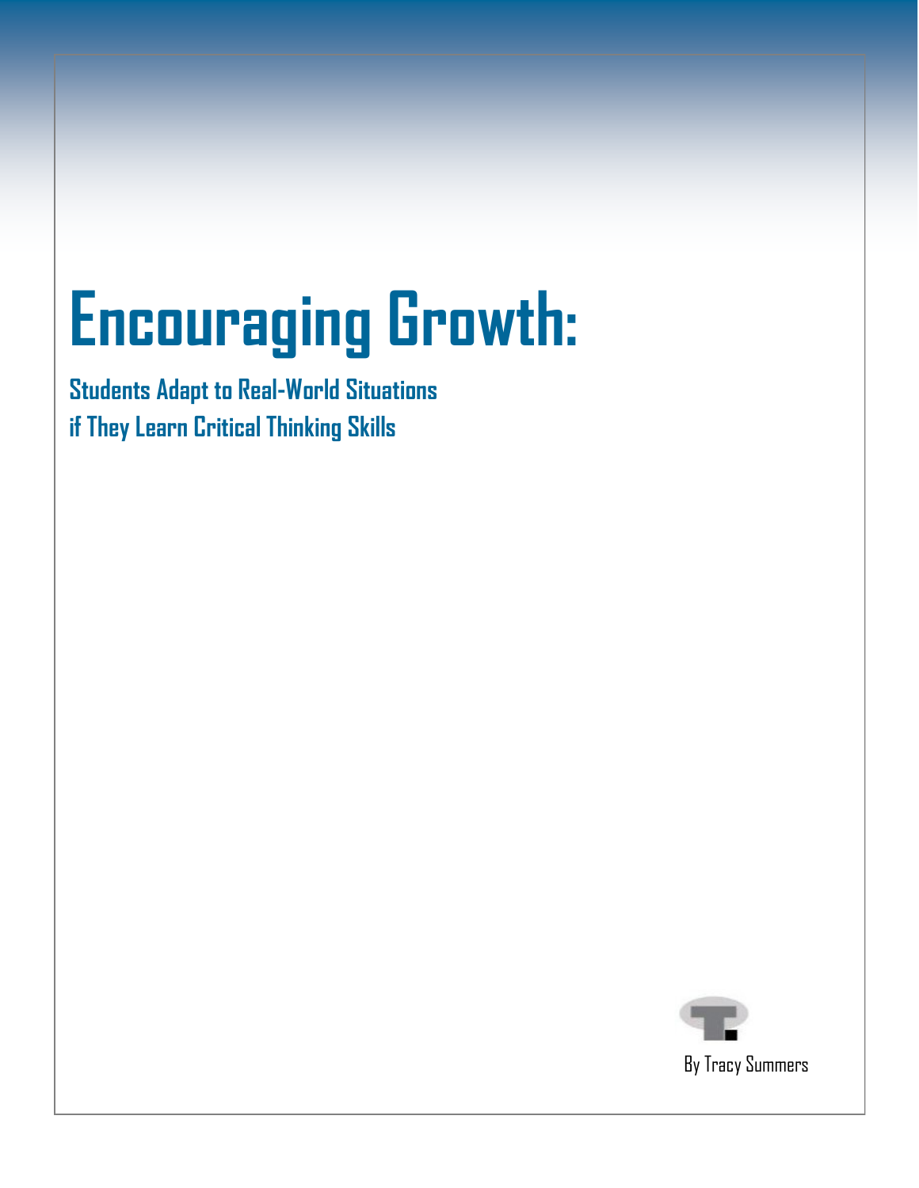# Encouraging Growth:

## Students Adapt to Real-World Situations if They Learn Critical Thinking Skills

By Tracy Summers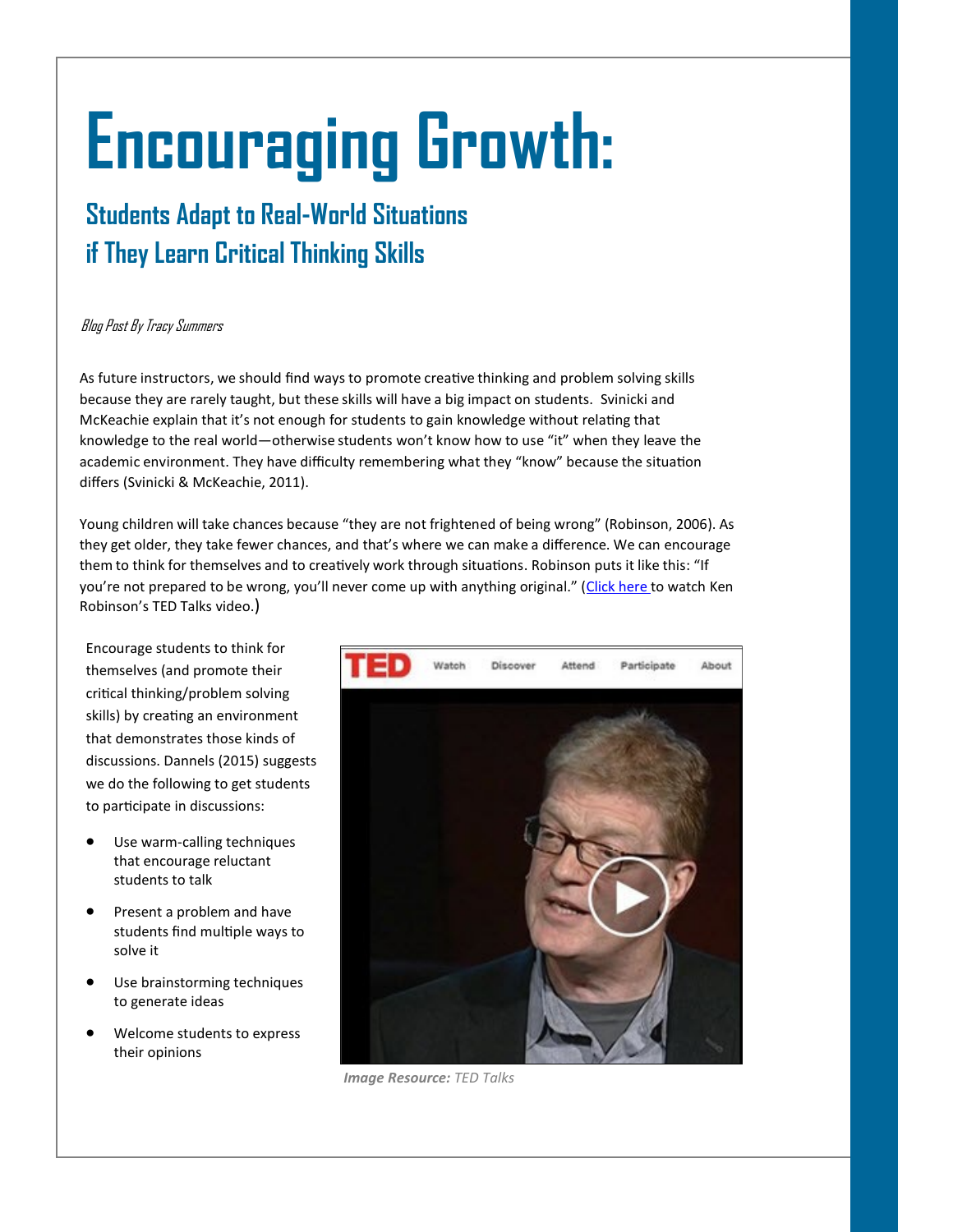# Encouraging Growth:

## Students Adapt to Real-World Situations if They Learn Critical Thinking Skills

*Blog Post By Tracy Summers*

As future instructors, we should find ways to promote creative thinking and problem solving skills because they are rarely taught, but these skills will have a big impact on students. Svinicki and McKeachie explain that it's not enough for students to gain knowledge without relating that knowledge to the real world—otherwise students won't know how to use "it" when they leave the academic environment. They have difficulty remembering what they "know" because the situation differs (Svinicki & McKeachie, 2011).

Young children will take chances because "they are not frightened of being wrong" (Robinson, 2006). As they get older, they take fewer chances, and that's where we can make a difference. We can encourage them to think for themselves and to creatively work through situations. Robinson puts it like this: "If you're not prepared to be wrong, you'll never come up with anything original." (Click here to watch Ken Robinson's TED Talks video.)

Encourage students to think for themselves (and promote their critical thinking/problem solving skills) by creating an environment that demonstrates those kinds of discussions. Dannels (2015) suggests we do the following to get students to participate in discussions:

- Use warm-calling techniques that encourage reluctant students to talk
- Present a problem and have students find multiple ways to solve it
- Use brainstorming techniques to generate ideas
- Welcome students to express their opinions

***Image Resource:*** *TED Talks*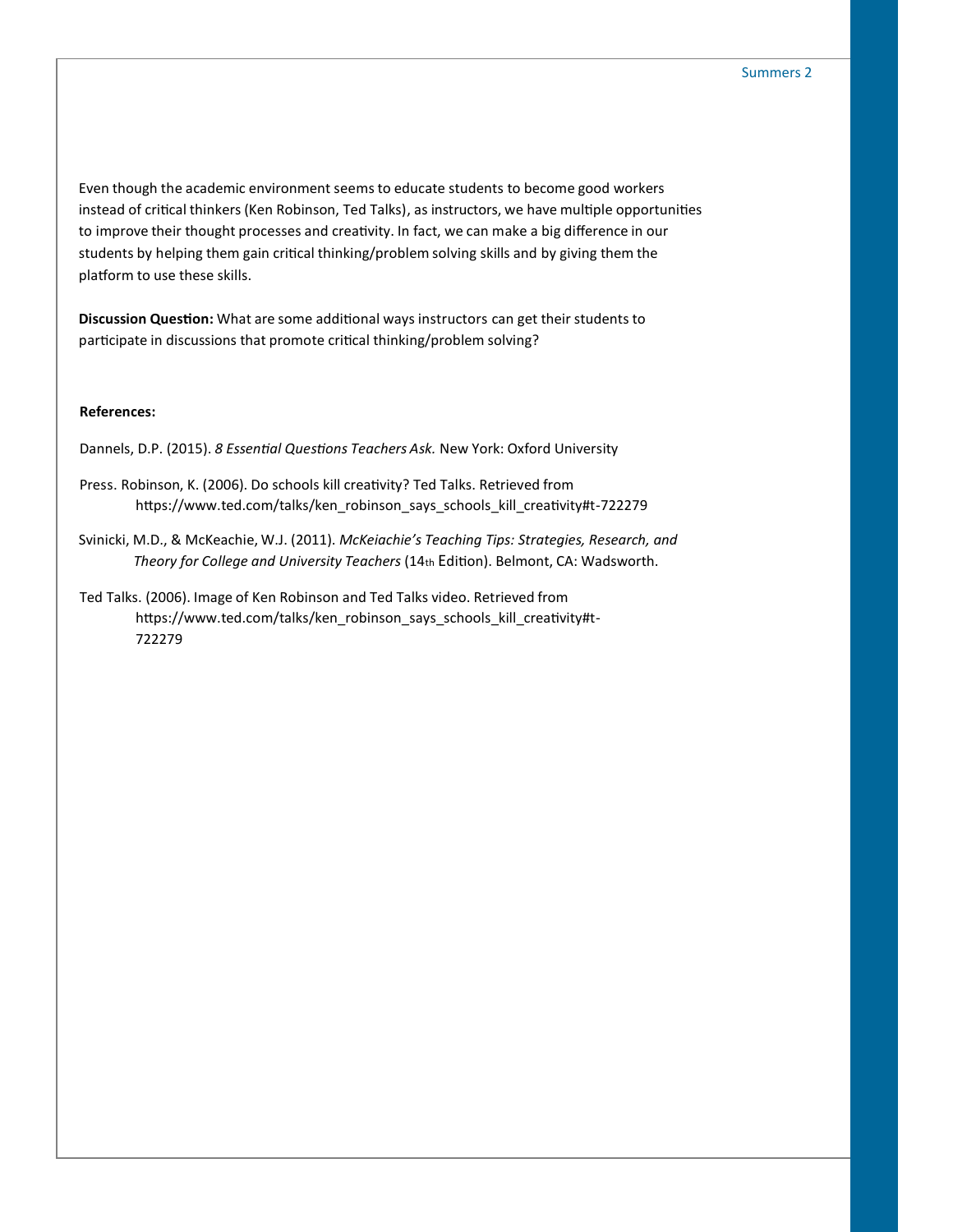Even though the academic environment seems to educate students to become good workers instead of critical thinkers (Ken Robinson, Ted Talks), as instructors, we have multiple opportunities to improve their thought processes and creativity. In fact, we can make a big difference in our students by helping them gain critical thinking/problem solving skills and by giving them the platform to use these skills.

**Discussion Question:** What are some additional ways instructors can get their students to participate in discussions that promote critical thinking/problem solving?

**References:**

Dannels, D.P. (2015). *8 Essential Questions Teachers Ask.* New York: Oxford University

Press. Robinson, K. (2006). Do schools kill creativity? Ted Talks. Retrieved from https://www.ted.com/talks/ken_robinson_says_schools_kill_creativity#t-722279

Svinicki, M.D., & McKeachie, W.J. (2011). *McKeiachie's Teaching Tips: Strategies, Research, and Theory for College and University Teachers* (14th Edition). Belmont, CA: Wadsworth.

Ted Talks. (2006). Image of Ken Robinson and Ted Talks video. Retrieved from https://www.ted.com/talks/ken_robinson_says_schools_kill_creativity#t-722279